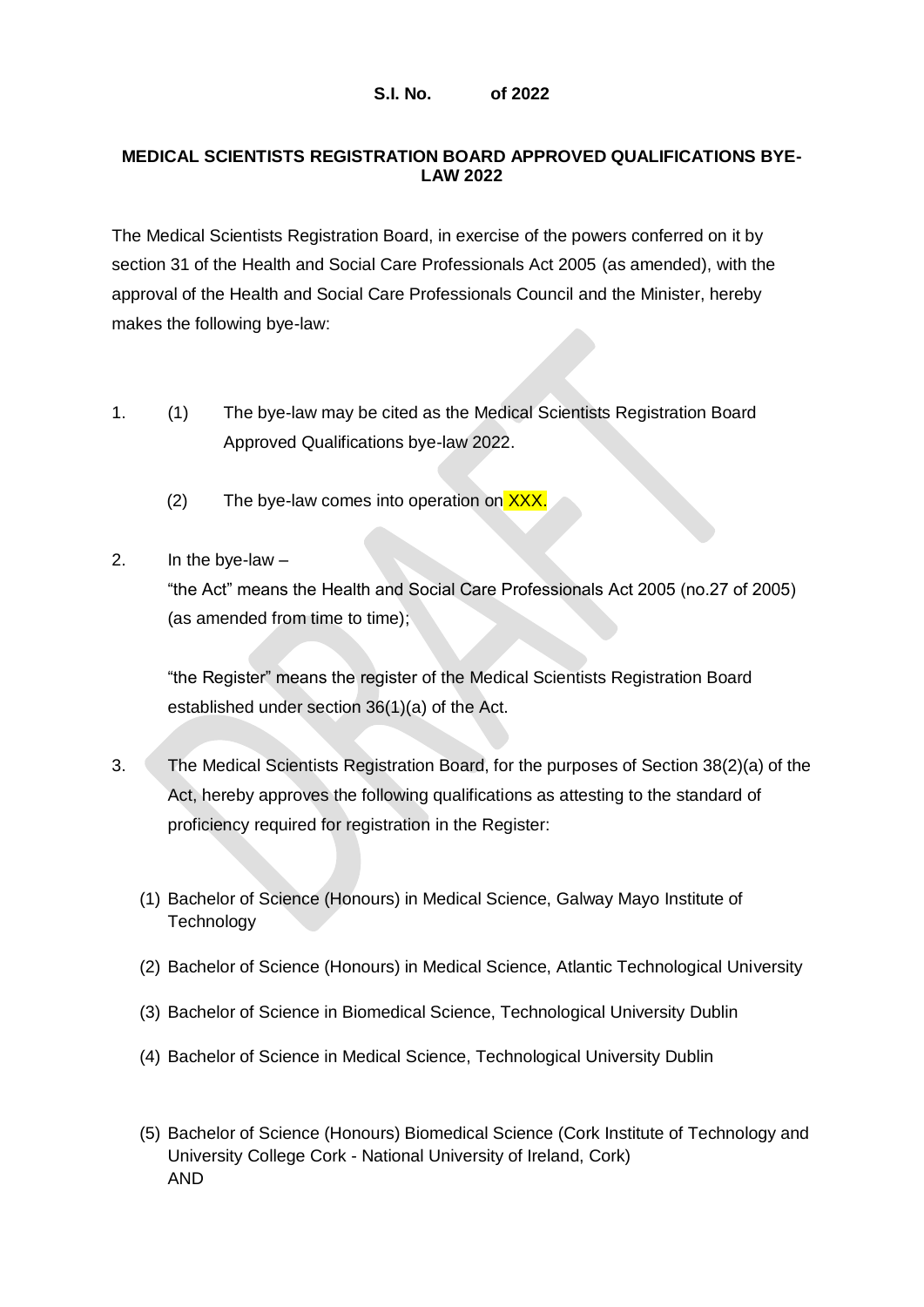**S.I. No. of 2022**

**MEDICAL SCIENTISTS REGISTRATION BOARD APPROVED QUALIFICATIONS BYE-LAW 2022**

The Medical Scientists Registration Board, in exercise of the powers conferred on it by section 31 of the Health and Social Care Professionals Act 2005 (as amended), with the approval of the Health and Social Care Professionals Council and the Minister, hereby makes the following bye-law:

1. (1) The bye-law may be cited as the Medical Scientists Registration Board Approved Qualifications bye-law 2022.

   (2) The bye-law comes into operation on XXX.

2. In the bye-law –

   "the Act" means the Health and Social Care Professionals Act 2005 (no.27 of 2005) (as amended from time to time);

   "the Register" means the register of the Medical Scientists Registration Board established under section 36(1)(a) of the Act.

3. The Medical Scientists Registration Board, for the purposes of Section 38(2)(a) of the Act, hereby approves the following qualifications as attesting to the standard of proficiency required for registration in the Register:

   (1) Bachelor of Science (Honours) in Medical Science, Galway Mayo Institute of Technology

   (2) Bachelor of Science (Honours) in Medical Science, Atlantic Technological University

   (3) Bachelor of Science in Biomedical Science, Technological University Dublin

   (4) Bachelor of Science in Medical Science, Technological University Dublin

   (5) Bachelor of Science (Honours) Biomedical Science (Cork Institute of Technology and University College Cork - National University of Ireland, Cork)
   AND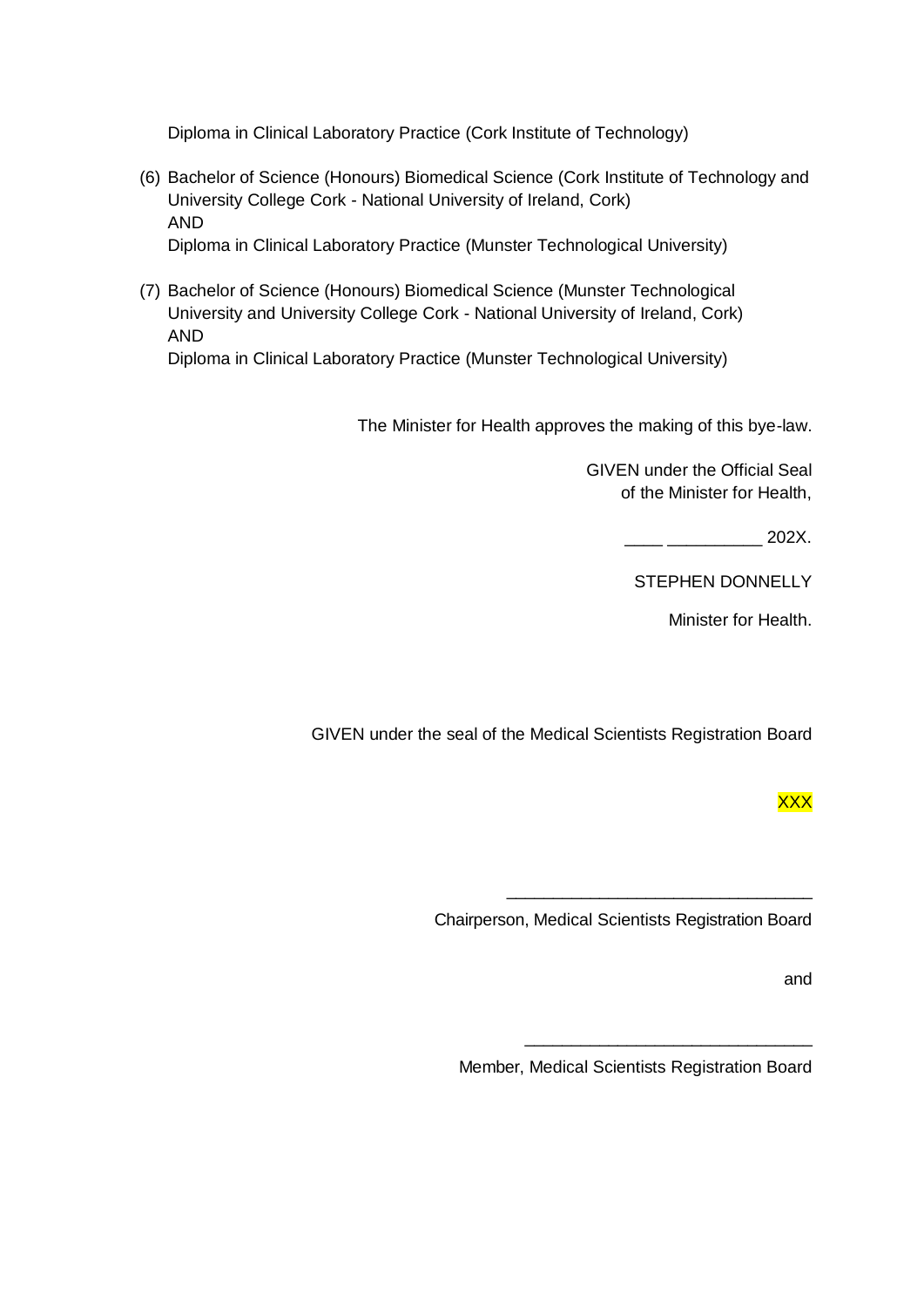Diploma in Clinical Laboratory Practice (Cork Institute of Technology)

(6) Bachelor of Science (Honours) Biomedical Science (Cork Institute of Technology and University College Cork - National University of Ireland, Cork)
AND
Diploma in Clinical Laboratory Practice (Munster Technological University)

(7) Bachelor of Science (Honours) Biomedical Science (Munster Technological University and University College Cork - National University of Ireland, Cork)
AND
Diploma in Clinical Laboratory Practice (Munster Technological University)

The Minister for Health approves the making of this bye-law.

GIVEN under the Official Seal
of the Minister for Health,

____ __________ 202X.

STEPHEN DONNELLY

Minister for Health.

GIVEN under the seal of the Medical Scientists Registration Board

XXX

________________________________

Chairperson, Medical Scientists Registration Board

and

______________________________

Member, Medical Scientists Registration Board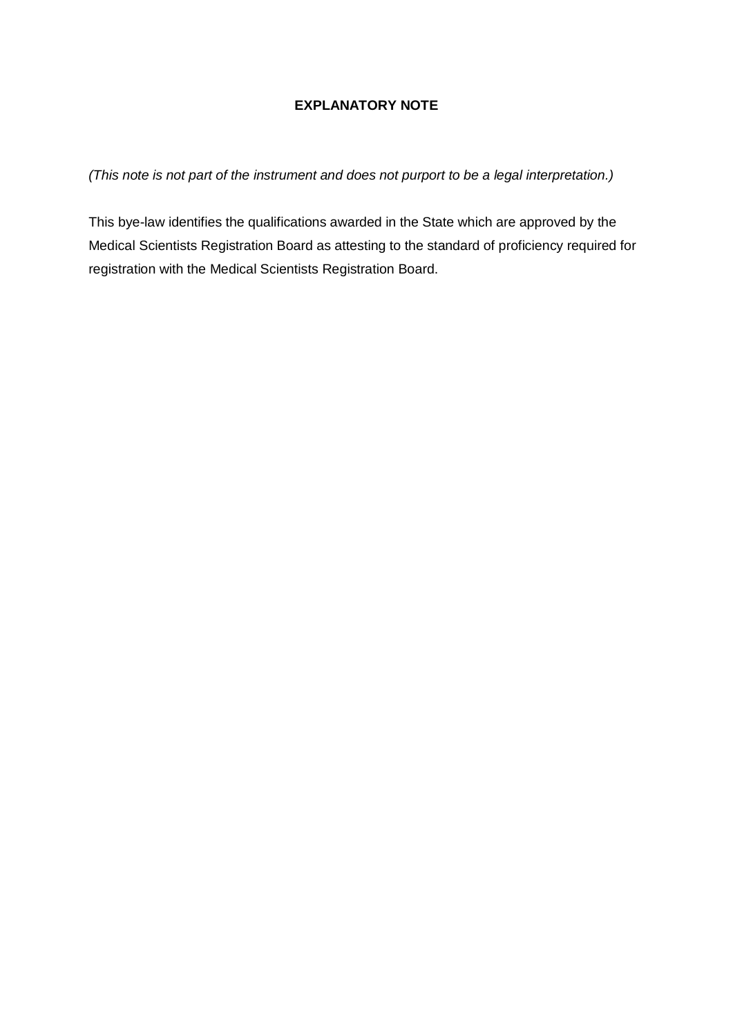**EXPLANATORY NOTE**

*(This note is not part of the instrument and does not purport to be a legal interpretation.)*

This bye-law identifies the qualifications awarded in the State which are approved by the Medical Scientists Registration Board as attesting to the standard of proficiency required for registration with the Medical Scientists Registration Board.